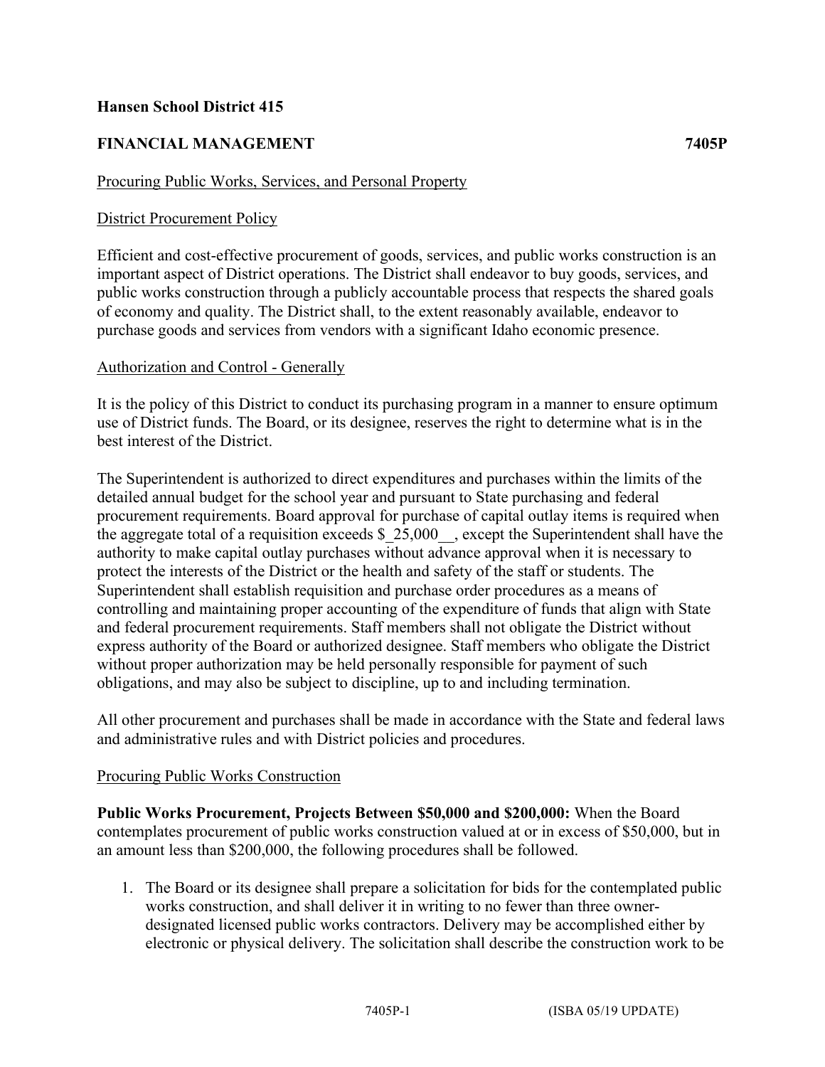**Hansen School District 415**

**FINANCIAL MANAGEMENT** **7405P**

Procuring Public Works, Services, and Personal Property

District Procurement Policy

Efficient and cost-effective procurement of goods, services, and public works construction is an important aspect of District operations. The District shall endeavor to buy goods, services, and public works construction through a publicly accountable process that respects the shared goals of economy and quality. The District shall, to the extent reasonably available, endeavor to purchase goods and services from vendors with a significant Idaho economic presence.

Authorization and Control - Generally

It is the policy of this District to conduct its purchasing program in a manner to ensure optimum use of District funds. The Board, or its designee, reserves the right to determine what is in the best interest of the District.

The Superintendent is authorized to direct expenditures and purchases within the limits of the detailed annual budget for the school year and pursuant to State purchasing and federal procurement requirements. Board approval for purchase of capital outlay items is required when the aggregate total of a requisition exceeds $_25,000__, except the Superintendent shall have the authority to make capital outlay purchases without advance approval when it is necessary to protect the interests of the District or the health and safety of the staff or students. The Superintendent shall establish requisition and purchase order procedures as a means of controlling and maintaining proper accounting of the expenditure of funds that align with State and federal procurement requirements. Staff members shall not obligate the District without express authority of the Board or authorized designee. Staff members who obligate the District without proper authorization may be held personally responsible for payment of such obligations, and may also be subject to discipline, up to and including termination.

All other procurement and purchases shall be made in accordance with the State and federal laws and administrative rules and with District policies and procedures.

Procuring Public Works Construction

**Public Works Procurement, Projects Between $50,000 and $200,000:** When the Board contemplates procurement of public works construction valued at or in excess of $50,000, but in an amount less than $200,000, the following procedures shall be followed.

1. The Board or its designee shall prepare a solicitation for bids for the contemplated public works construction, and shall deliver it in writing to no fewer than three owner-designated licensed public works contractors. Delivery may be accomplished either by electronic or physical delivery. The solicitation shall describe the construction work to be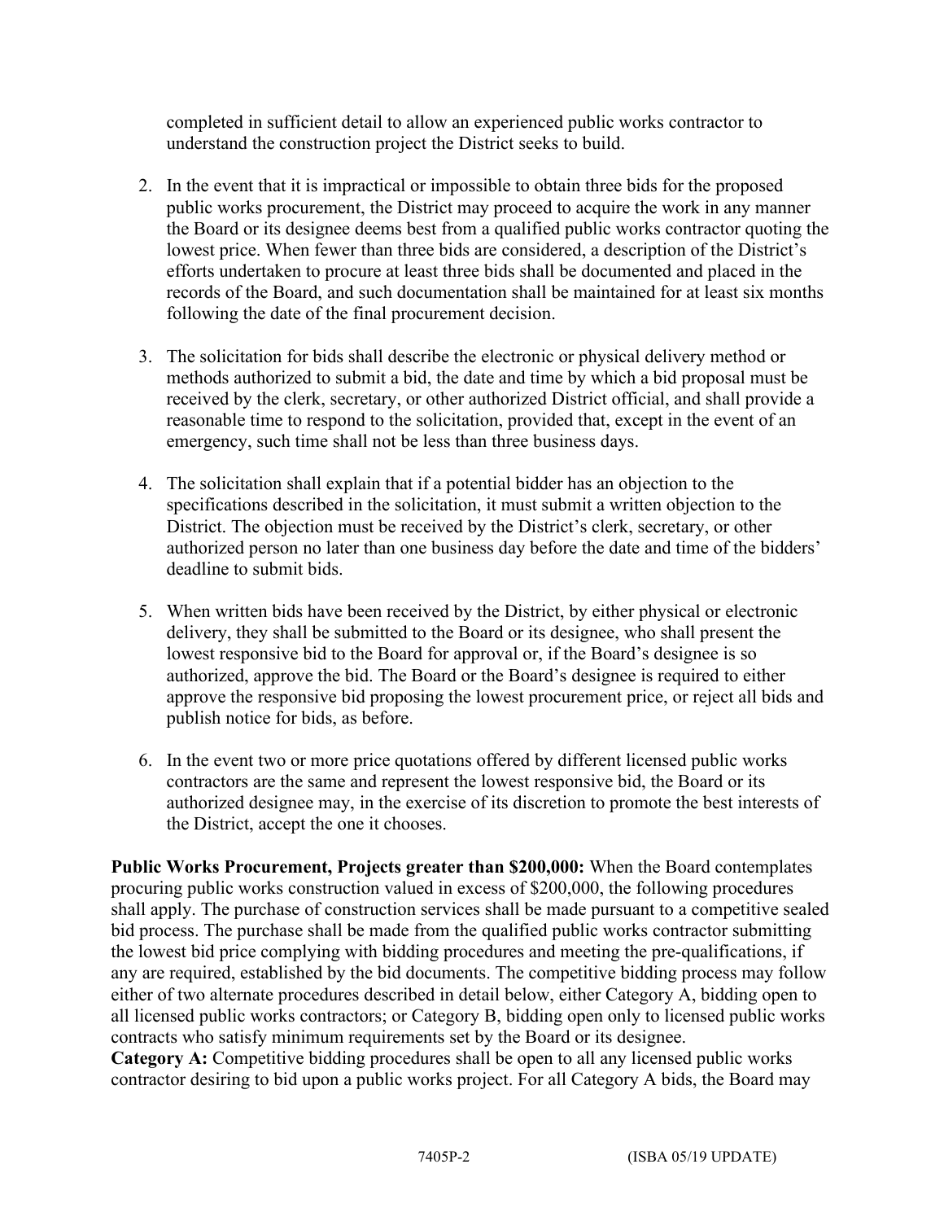completed in sufficient detail to allow an experienced public works contractor to understand the construction project the District seeks to build.

2. In the event that it is impractical or impossible to obtain three bids for the proposed public works procurement, the District may proceed to acquire the work in any manner the Board or its designee deems best from a qualified public works contractor quoting the lowest price. When fewer than three bids are considered, a description of the District's efforts undertaken to procure at least three bids shall be documented and placed in the records of the Board, and such documentation shall be maintained for at least six months following the date of the final procurement decision.

3. The solicitation for bids shall describe the electronic or physical delivery method or methods authorized to submit a bid, the date and time by which a bid proposal must be received by the clerk, secretary, or other authorized District official, and shall provide a reasonable time to respond to the solicitation, provided that, except in the event of an emergency, such time shall not be less than three business days.

4. The solicitation shall explain that if a potential bidder has an objection to the specifications described in the solicitation, it must submit a written objection to the District. The objection must be received by the District's clerk, secretary, or other authorized person no later than one business day before the date and time of the bidders' deadline to submit bids.

5. When written bids have been received by the District, by either physical or electronic delivery, they shall be submitted to the Board or its designee, who shall present the lowest responsive bid to the Board for approval or, if the Board's designee is so authorized, approve the bid. The Board or the Board's designee is required to either approve the responsive bid proposing the lowest procurement price, or reject all bids and publish notice for bids, as before.

6. In the event two or more price quotations offered by different licensed public works contractors are the same and represent the lowest responsive bid, the Board or its authorized designee may, in the exercise of its discretion to promote the best interests of the District, accept the one it chooses.

**Public Works Procurement, Projects greater than $200,000:** When the Board contemplates procuring public works construction valued in excess of $200,000, the following procedures shall apply. The purchase of construction services shall be made pursuant to a competitive sealed bid process. The purchase shall be made from the qualified public works contractor submitting the lowest bid price complying with bidding procedures and meeting the pre-qualifications, if any are required, established by the bid documents. The competitive bidding process may follow either of two alternate procedures described in detail below, either Category A, bidding open to all licensed public works contractors; or Category B, bidding open only to licensed public works contracts who satisfy minimum requirements set by the Board or its designee.

**Category A:** Competitive bidding procedures shall be open to all any licensed public works contractor desiring to bid upon a public works project. For all Category A bids, the Board may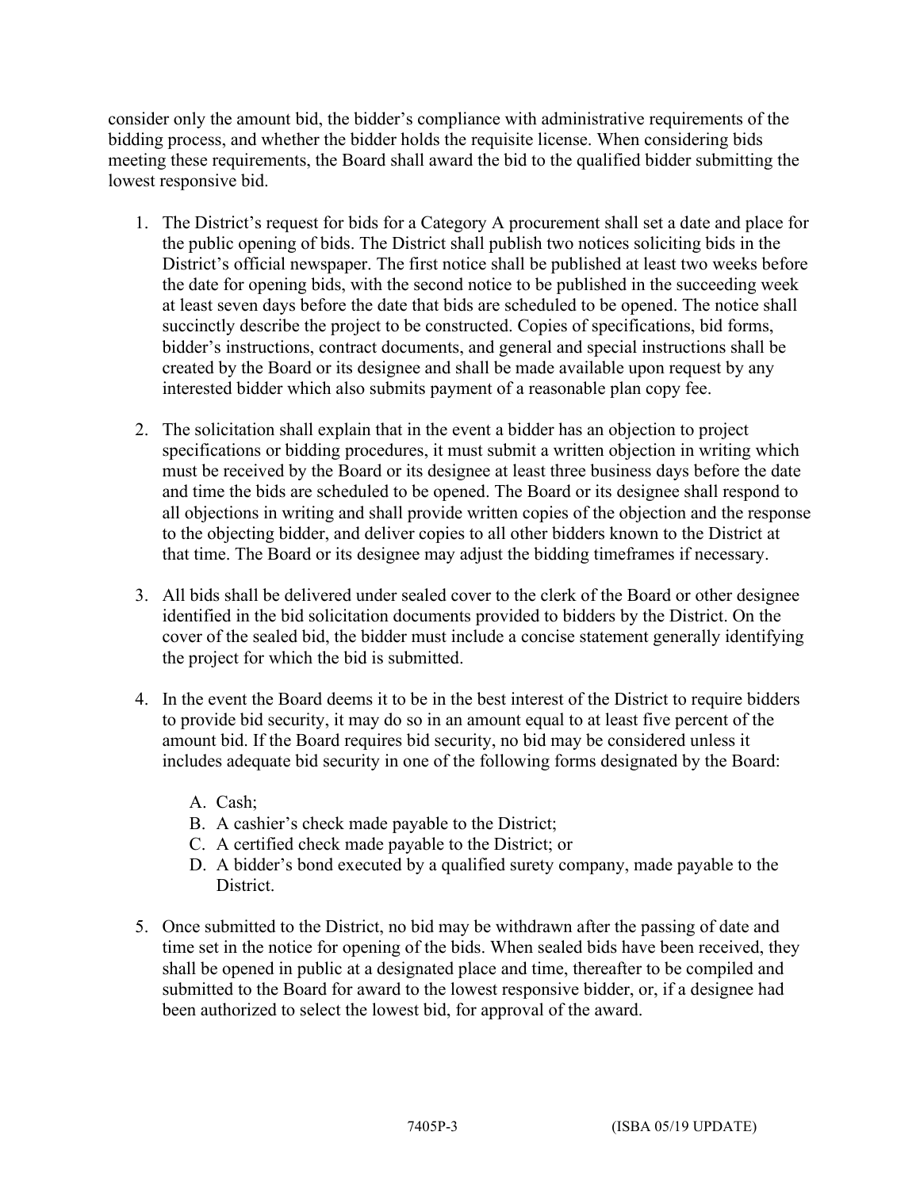consider only the amount bid, the bidder's compliance with administrative requirements of the bidding process, and whether the bidder holds the requisite license. When considering bids meeting these requirements, the Board shall award the bid to the qualified bidder submitting the lowest responsive bid.

1. The District's request for bids for a Category A procurement shall set a date and place for the public opening of bids. The District shall publish two notices soliciting bids in the District's official newspaper. The first notice shall be published at least two weeks before the date for opening bids, with the second notice to be published in the succeeding week at least seven days before the date that bids are scheduled to be opened. The notice shall succinctly describe the project to be constructed. Copies of specifications, bid forms, bidder's instructions, contract documents, and general and special instructions shall be created by the Board or its designee and shall be made available upon request by any interested bidder which also submits payment of a reasonable plan copy fee.

2. The solicitation shall explain that in the event a bidder has an objection to project specifications or bidding procedures, it must submit a written objection in writing which must be received by the Board or its designee at least three business days before the date and time the bids are scheduled to be opened. The Board or its designee shall respond to all objections in writing and shall provide written copies of the objection and the response to the objecting bidder, and deliver copies to all other bidders known to the District at that time. The Board or its designee may adjust the bidding timeframes if necessary.

3. All bids shall be delivered under sealed cover to the clerk of the Board or other designee identified in the bid solicitation documents provided to bidders by the District. On the cover of the sealed bid, the bidder must include a concise statement generally identifying the project for which the bid is submitted.

4. In the event the Board deems it to be in the best interest of the District to require bidders to provide bid security, it may do so in an amount equal to at least five percent of the amount bid. If the Board requires bid security, no bid may be considered unless it includes adequate bid security in one of the following forms designated by the Board:

   A. Cash;
   B. A cashier's check made payable to the District;
   C. A certified check made payable to the District; or
   D. A bidder's bond executed by a qualified surety company, made payable to the District.

5. Once submitted to the District, no bid may be withdrawn after the passing of date and time set in the notice for opening of the bids. When sealed bids have been received, they shall be opened in public at a designated place and time, thereafter to be compiled and submitted to the Board for award to the lowest responsive bidder, or, if a designee had been authorized to select the lowest bid, for approval of the award.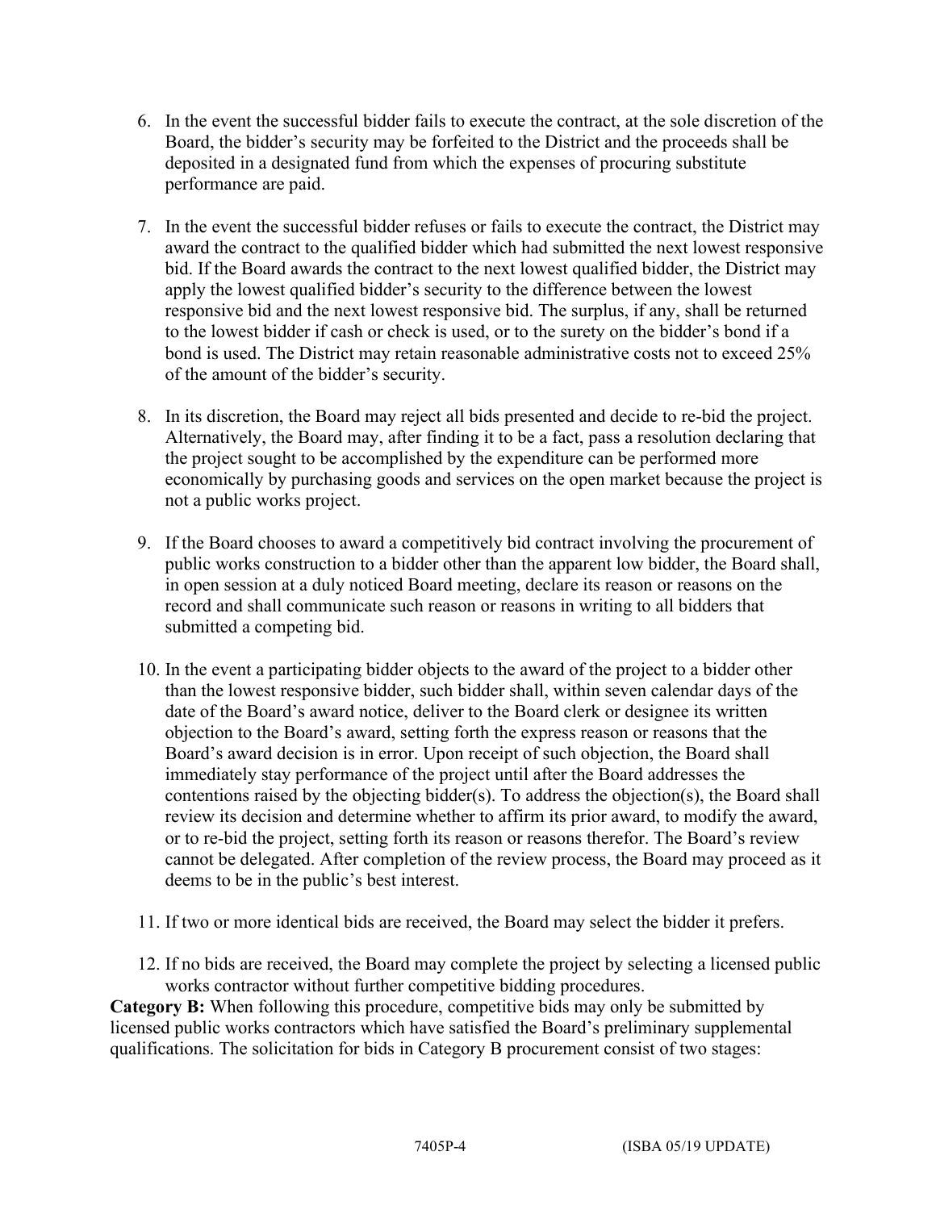6. In the event the successful bidder fails to execute the contract, at the sole discretion of the Board, the bidder's security may be forfeited to the District and the proceeds shall be deposited in a designated fund from which the expenses of procuring substitute performance are paid.

7. In the event the successful bidder refuses or fails to execute the contract, the District may award the contract to the qualified bidder which had submitted the next lowest responsive bid. If the Board awards the contract to the next lowest qualified bidder, the District may apply the lowest qualified bidder's security to the difference between the lowest responsive bid and the next lowest responsive bid. The surplus, if any, shall be returned to the lowest bidder if cash or check is used, or to the surety on the bidder's bond if a bond is used. The District may retain reasonable administrative costs not to exceed 25% of the amount of the bidder's security.

8. In its discretion, the Board may reject all bids presented and decide to re-bid the project. Alternatively, the Board may, after finding it to be a fact, pass a resolution declaring that the project sought to be accomplished by the expenditure can be performed more economically by purchasing goods and services on the open market because the project is not a public works project.

9. If the Board chooses to award a competitively bid contract involving the procurement of public works construction to a bidder other than the apparent low bidder, the Board shall, in open session at a duly noticed Board meeting, declare its reason or reasons on the record and shall communicate such reason or reasons in writing to all bidders that submitted a competing bid.

10. In the event a participating bidder objects to the award of the project to a bidder other than the lowest responsive bidder, such bidder shall, within seven calendar days of the date of the Board's award notice, deliver to the Board clerk or designee its written objection to the Board's award, setting forth the express reason or reasons that the Board's award decision is in error. Upon receipt of such objection, the Board shall immediately stay performance of the project until after the Board addresses the contentions raised by the objecting bidder(s). To address the objection(s), the Board shall review its decision and determine whether to affirm its prior award, to modify the award, or to re-bid the project, setting forth its reason or reasons therefor. The Board's review cannot be delegated. After completion of the review process, the Board may proceed as it deems to be in the public's best interest.

11. If two or more identical bids are received, the Board may select the bidder it prefers.

12. If no bids are received, the Board may complete the project by selecting a licensed public works contractor without further competitive bidding procedures.

**Category B:** When following this procedure, competitive bids may only be submitted by licensed public works contractors which have satisfied the Board's preliminary supplemental qualifications. The solicitation for bids in Category B procurement consist of two stages: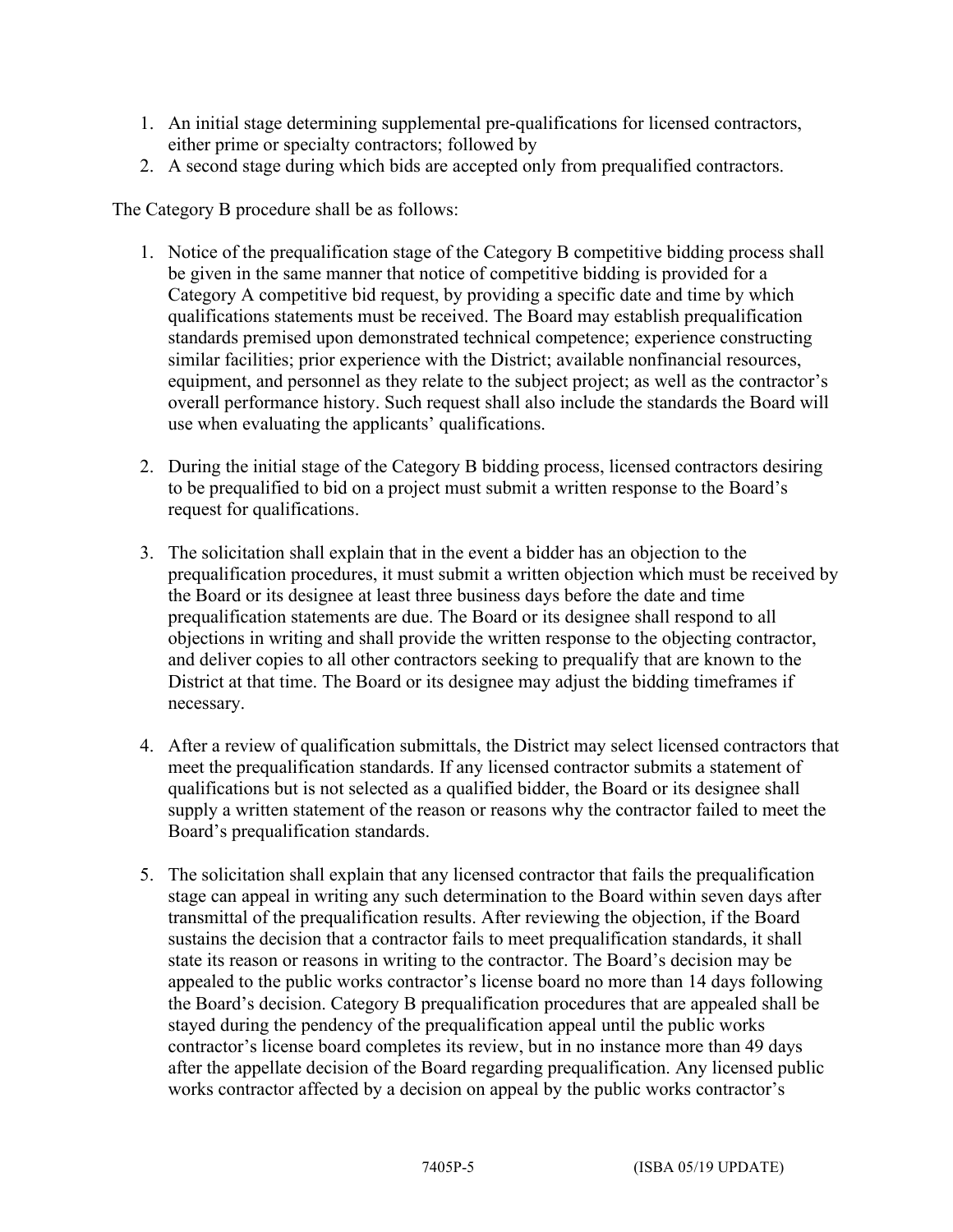1. An initial stage determining supplemental pre-qualifications for licensed contractors, either prime or specialty contractors; followed by
2. A second stage during which bids are accepted only from prequalified contractors.

The Category B procedure shall be as follows:

1. Notice of the prequalification stage of the Category B competitive bidding process shall be given in the same manner that notice of competitive bidding is provided for a Category A competitive bid request, by providing a specific date and time by which qualifications statements must be received. The Board may establish prequalification standards premised upon demonstrated technical competence; experience constructing similar facilities; prior experience with the District; available nonfinancial resources, equipment, and personnel as they relate to the subject project; as well as the contractor's overall performance history. Such request shall also include the standards the Board will use when evaluating the applicants' qualifications.

2. During the initial stage of the Category B bidding process, licensed contractors desiring to be prequalified to bid on a project must submit a written response to the Board's request for qualifications.

3. The solicitation shall explain that in the event a bidder has an objection to the prequalification procedures, it must submit a written objection which must be received by the Board or its designee at least three business days before the date and time prequalification statements are due. The Board or its designee shall respond to all objections in writing and shall provide the written response to the objecting contractor, and deliver copies to all other contractors seeking to prequalify that are known to the District at that time. The Board or its designee may adjust the bidding timeframes if necessary.

4. After a review of qualification submittals, the District may select licensed contractors that meet the prequalification standards. If any licensed contractor submits a statement of qualifications but is not selected as a qualified bidder, the Board or its designee shall supply a written statement of the reason or reasons why the contractor failed to meet the Board's prequalification standards.

5. The solicitation shall explain that any licensed contractor that fails the prequalification stage can appeal in writing any such determination to the Board within seven days after transmittal of the prequalification results. After reviewing the objection, if the Board sustains the decision that a contractor fails to meet prequalification standards, it shall state its reason or reasons in writing to the contractor. The Board's decision may be appealed to the public works contractor's license board no more than 14 days following the Board's decision. Category B prequalification procedures that are appealed shall be stayed during the pendency of the prequalification appeal until the public works contractor's license board completes its review, but in no instance more than 49 days after the appellate decision of the Board regarding prequalification. Any licensed public works contractor affected by a decision on appeal by the public works contractor's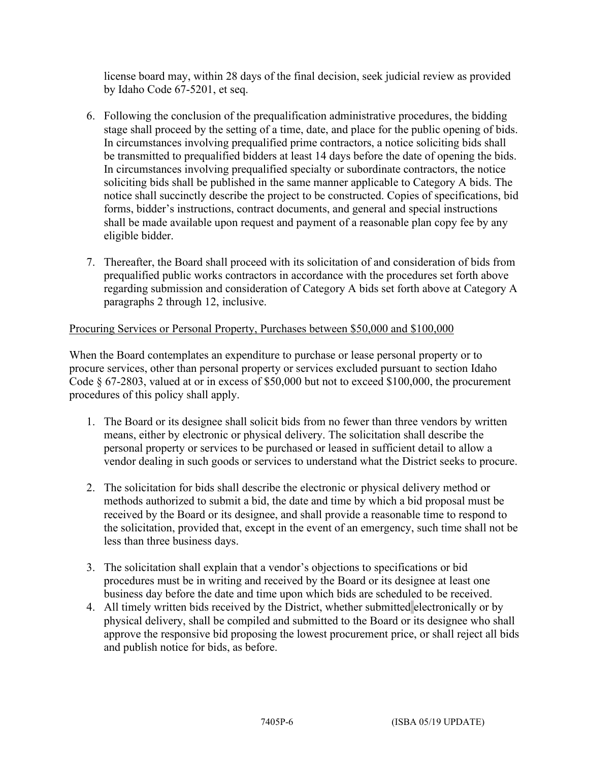license board may, within 28 days of the final decision, seek judicial review as provided by Idaho Code 67-5201, et seq.

6. Following the conclusion of the prequalification administrative procedures, the bidding stage shall proceed by the setting of a time, date, and place for the public opening of bids. In circumstances involving prequalified prime contractors, a notice soliciting bids shall be transmitted to prequalified bidders at least 14 days before the date of opening the bids. In circumstances involving prequalified specialty or subordinate contractors, the notice soliciting bids shall be published in the same manner applicable to Category A bids. The notice shall succinctly describe the project to be constructed. Copies of specifications, bid forms, bidder's instructions, contract documents, and general and special instructions shall be made available upon request and payment of a reasonable plan copy fee by any eligible bidder.

7. Thereafter, the Board shall proceed with its solicitation of and consideration of bids from prequalified public works contractors in accordance with the procedures set forth above regarding submission and consideration of Category A bids set forth above at Category A paragraphs 2 through 12, inclusive.

<u>Procuring Services or Personal Property, Purchases between $50,000 and $100,000</u>

When the Board contemplates an expenditure to purchase or lease personal property or to procure services, other than personal property or services excluded pursuant to section Idaho Code § 67-2803, valued at or in excess of $50,000 but not to exceed $100,000, the procurement procedures of this policy shall apply.

1. The Board or its designee shall solicit bids from no fewer than three vendors by written means, either by electronic or physical delivery. The solicitation shall describe the personal property or services to be purchased or leased in sufficient detail to allow a vendor dealing in such goods or services to understand what the District seeks to procure.

2. The solicitation for bids shall describe the electronic or physical delivery method or methods authorized to submit a bid, the date and time by which a bid proposal must be received by the Board or its designee, and shall provide a reasonable time to respond to the solicitation, provided that, except in the event of an emergency, such time shall not be less than three business days.

3. The solicitation shall explain that a vendor's objections to specifications or bid procedures must be in writing and received by the Board or its designee at least one business day before the date and time upon which bids are scheduled to be received.
4. All timely written bids received by the District, whether submitted electronically or by physical delivery, shall be compiled and submitted to the Board or its designee who shall approve the responsive bid proposing the lowest procurement price, or shall reject all bids and publish notice for bids, as before.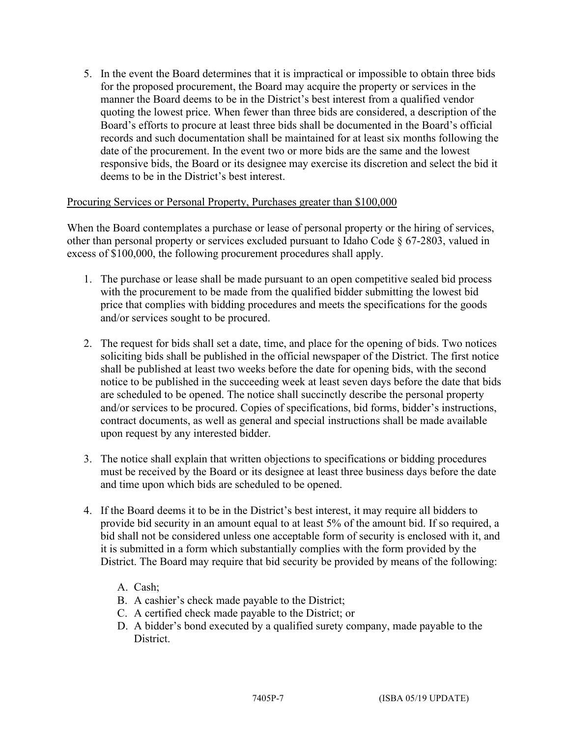5. In the event the Board determines that it is impractical or impossible to obtain three bids for the proposed procurement, the Board may acquire the property or services in the manner the Board deems to be in the District's best interest from a qualified vendor quoting the lowest price. When fewer than three bids are considered, a description of the Board's efforts to procure at least three bids shall be documented in the Board's official records and such documentation shall be maintained for at least six months following the date of the procurement. In the event two or more bids are the same and the lowest responsive bids, the Board or its designee may exercise its discretion and select the bid it deems to be in the District's best interest.

<u>Procuring Services or Personal Property, Purchases greater than $100,000</u>

When the Board contemplates a purchase or lease of personal property or the hiring of services, other than personal property or services excluded pursuant to Idaho Code § 67-2803, valued in excess of $100,000, the following procurement procedures shall apply.

1. The purchase or lease shall be made pursuant to an open competitive sealed bid process with the procurement to be made from the qualified bidder submitting the lowest bid price that complies with bidding procedures and meets the specifications for the goods and/or services sought to be procured.

2. The request for bids shall set a date, time, and place for the opening of bids. Two notices soliciting bids shall be published in the official newspaper of the District. The first notice shall be published at least two weeks before the date for opening bids, with the second notice to be published in the succeeding week at least seven days before the date that bids are scheduled to be opened. The notice shall succinctly describe the personal property and/or services to be procured. Copies of specifications, bid forms, bidder's instructions, contract documents, as well as general and special instructions shall be made available upon request by any interested bidder.

3. The notice shall explain that written objections to specifications or bidding procedures must be received by the Board or its designee at least three business days before the date and time upon which bids are scheduled to be opened.

4. If the Board deems it to be in the District's best interest, it may require all bidders to provide bid security in an amount equal to at least 5% of the amount bid. If so required, a bid shall not be considered unless one acceptable form of security is enclosed with it, and it is submitted in a form which substantially complies with the form provided by the District. The Board may require that bid security be provided by means of the following:

   A. Cash;
   B. A cashier's check made payable to the District;
   C. A certified check made payable to the District; or
   D. A bidder's bond executed by a qualified surety company, made payable to the District.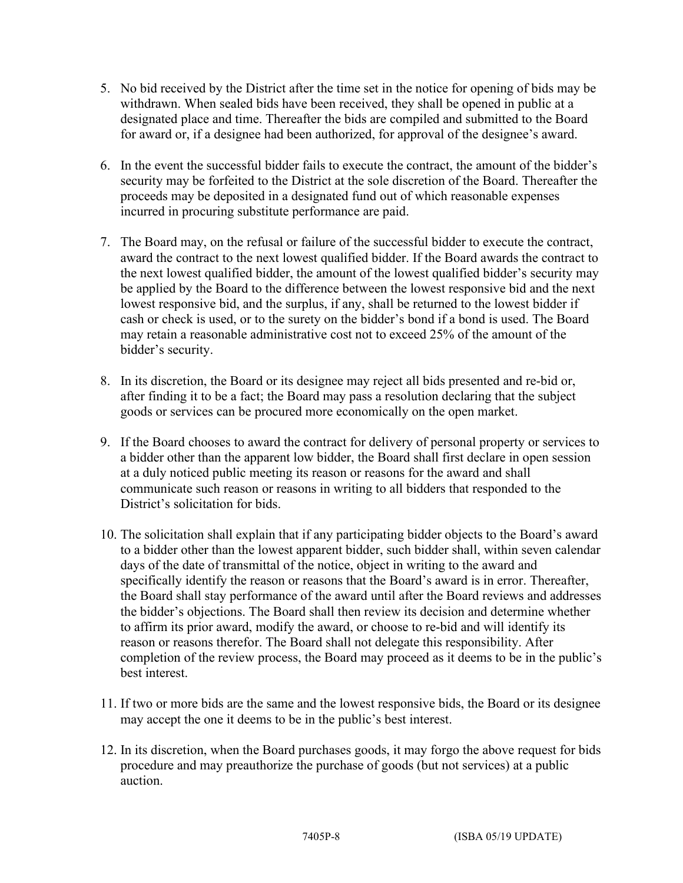5. No bid received by the District after the time set in the notice for opening of bids may be withdrawn. When sealed bids have been received, they shall be opened in public at a designated place and time. Thereafter the bids are compiled and submitted to the Board for award or, if a designee had been authorized, for approval of the designee's award.

6. In the event the successful bidder fails to execute the contract, the amount of the bidder's security may be forfeited to the District at the sole discretion of the Board. Thereafter the proceeds may be deposited in a designated fund out of which reasonable expenses incurred in procuring substitute performance are paid.

7. The Board may, on the refusal or failure of the successful bidder to execute the contract, award the contract to the next lowest qualified bidder. If the Board awards the contract to the next lowest qualified bidder, the amount of the lowest qualified bidder's security may be applied by the Board to the difference between the lowest responsive bid and the next lowest responsive bid, and the surplus, if any, shall be returned to the lowest bidder if cash or check is used, or to the surety on the bidder's bond if a bond is used. The Board may retain a reasonable administrative cost not to exceed 25% of the amount of the bidder's security.

8. In its discretion, the Board or its designee may reject all bids presented and re-bid or, after finding it to be a fact; the Board may pass a resolution declaring that the subject goods or services can be procured more economically on the open market.

9. If the Board chooses to award the contract for delivery of personal property or services to a bidder other than the apparent low bidder, the Board shall first declare in open session at a duly noticed public meeting its reason or reasons for the award and shall communicate such reason or reasons in writing to all bidders that responded to the District's solicitation for bids.

10. The solicitation shall explain that if any participating bidder objects to the Board's award to a bidder other than the lowest apparent bidder, such bidder shall, within seven calendar days of the date of transmittal of the notice, object in writing to the award and specifically identify the reason or reasons that the Board's award is in error. Thereafter, the Board shall stay performance of the award until after the Board reviews and addresses the bidder's objections. The Board shall then review its decision and determine whether to affirm its prior award, modify the award, or choose to re-bid and will identify its reason or reasons therefor. The Board shall not delegate this responsibility. After completion of the review process, the Board may proceed as it deems to be in the public's best interest.

11. If two or more bids are the same and the lowest responsive bids, the Board or its designee may accept the one it deems to be in the public's best interest.

12. In its discretion, when the Board purchases goods, it may forgo the above request for bids procedure and may preauthorize the purchase of goods (but not services) at a public auction.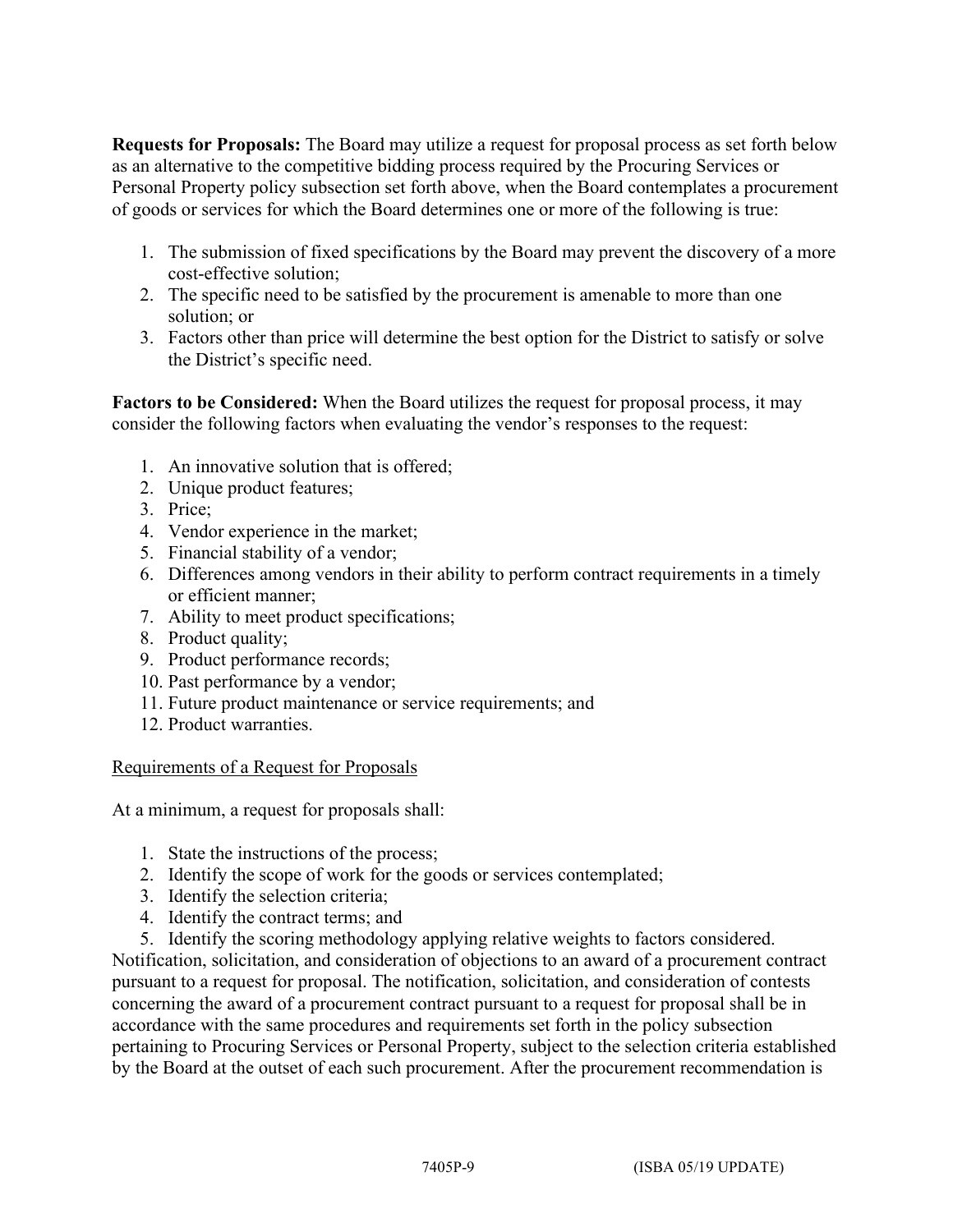**Requests for Proposals:** The Board may utilize a request for proposal process as set forth below as an alternative to the competitive bidding process required by the Procuring Services or Personal Property policy subsection set forth above, when the Board contemplates a procurement of goods or services for which the Board determines one or more of the following is true:

1. The submission of fixed specifications by the Board may prevent the discovery of a more cost-effective solution;
2. The specific need to be satisfied by the procurement is amenable to more than one solution; or
3. Factors other than price will determine the best option for the District to satisfy or solve the District's specific need.

**Factors to be Considered:** When the Board utilizes the request for proposal process, it may consider the following factors when evaluating the vendor's responses to the request:

1. An innovative solution that is offered;
2. Unique product features;
3. Price;
4. Vendor experience in the market;
5. Financial stability of a vendor;
6. Differences among vendors in their ability to perform contract requirements in a timely or efficient manner;
7. Ability to meet product specifications;
8. Product quality;
9. Product performance records;
10. Past performance by a vendor;
11. Future product maintenance or service requirements; and
12. Product warranties.

<u>Requirements of a Request for Proposals</u>

At a minimum, a request for proposals shall:

1. State the instructions of the process;
2. Identify the scope of work for the goods or services contemplated;
3. Identify the selection criteria;
4. Identify the contract terms; and
5. Identify the scoring methodology applying relative weights to factors considered.

Notification, solicitation, and consideration of objections to an award of a procurement contract pursuant to a request for proposal. The notification, solicitation, and consideration of contests concerning the award of a procurement contract pursuant to a request for proposal shall be in accordance with the same procedures and requirements set forth in the policy subsection pertaining to Procuring Services or Personal Property, subject to the selection criteria established by the Board at the outset of each such procurement. After the procurement recommendation is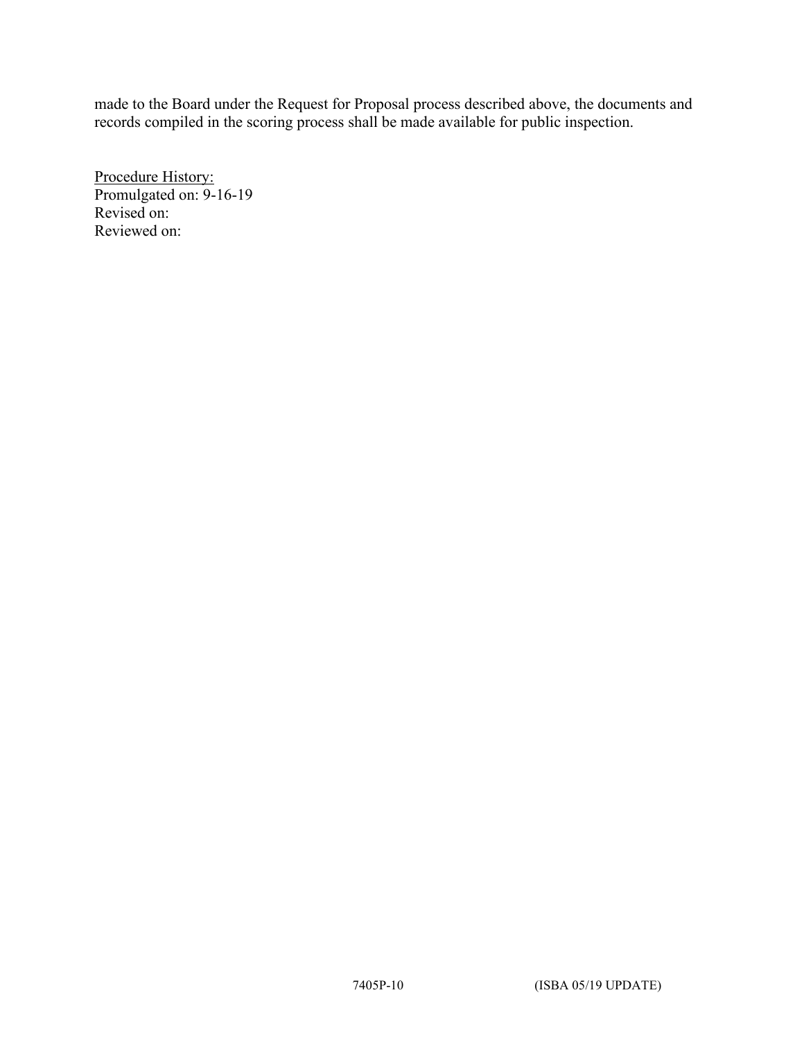made to the Board under the Request for Proposal process described above, the documents and records compiled in the scoring process shall be made available for public inspection.

<u>Procedure History:</u>
Promulgated on: 9-16-19
Revised on:
Reviewed on: